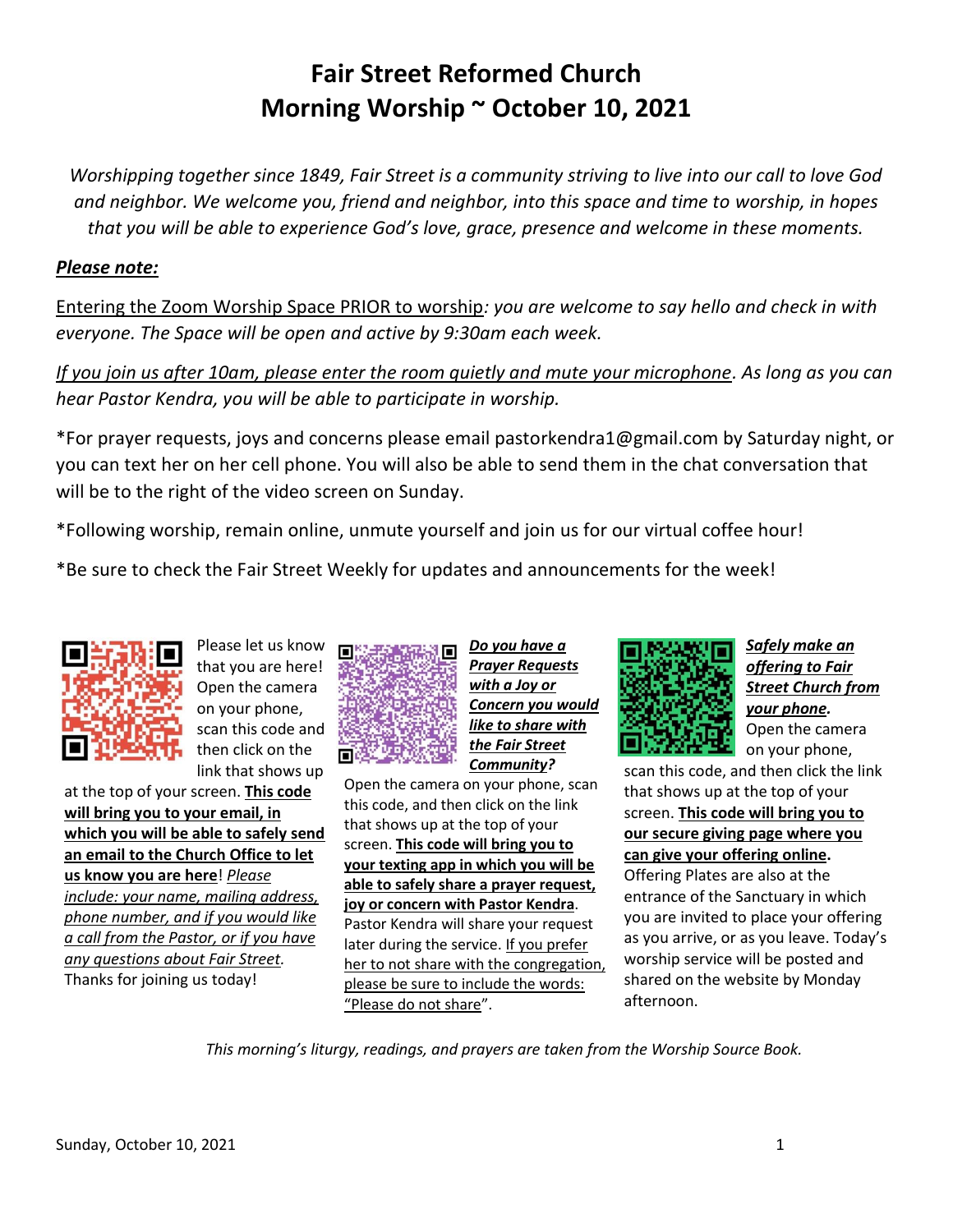# Fair Street Reformed Church
# Morning Worship ~ October 10, 2021

*Worshipping together since 1849, Fair Street is a community striving to live into our call to love God and neighbor. We welcome you, friend and neighbor, into this space and time to worship, in hopes that you will be able to experience God's love, grace, presence and welcome in these moments.*

***Please note:***

Entering the Zoom Worship Space PRIOR to worship*: you are welcome to say hello and check in with everyone. The Space will be open and active by 9:30am each week.*

*If you join us after 10am, please enter the room quietly and mute your microphone. As long as you can hear Pastor Kendra, you will be able to participate in worship.*

*For prayer requests, joys and concerns please email pastorkendra1@gmail.com by Saturday night, or you can text her on her cell phone. You will also be able to send them in the chat conversation that will be to the right of the video screen on Sunday.

*Following worship, remain online, unmute yourself and join us for our virtual coffee hour!

*Be sure to check the Fair Street Weekly for updates and announcements for the week!

Please let us know that you are here! Open the camera on your phone, scan this code and then click on the link that shows up at the top of your screen. **This code will bring you to your email, in which you will be able to safely send an email to the Church Office to let us know you are here**! *Please include: your name, mailing address, phone number, and if you would like a call from the Pastor, or if you have any questions about Fair Street.* Thanks for joining us today!

***Do you have a Prayer Requests with a Joy or Concern you would like to share with the Fair Street Community?*** Open the camera on your phone, scan this code, and then click on the link that shows up at the top of your screen. **This code will bring you to your texting app in which you will be able to safely share a prayer request, joy or concern with Pastor Kendra**. Pastor Kendra will share your request later during the service. If you prefer her to not share with the congregation, please be sure to include the words: "Please do not share".

***Safely make an offering to Fair Street Church from your phone.*** Open the camera on your phone, scan this code, and then click the link that shows up at the top of your screen. **This code will bring you to our secure giving page where you can give your offering online.** Offering Plates are also at the entrance of the Sanctuary in which you are invited to place your offering as you arrive, or as you leave. Today's worship service will be posted and shared on the website by Monday afternoon.

*This morning's liturgy, readings, and prayers are taken from the Worship Source Book.*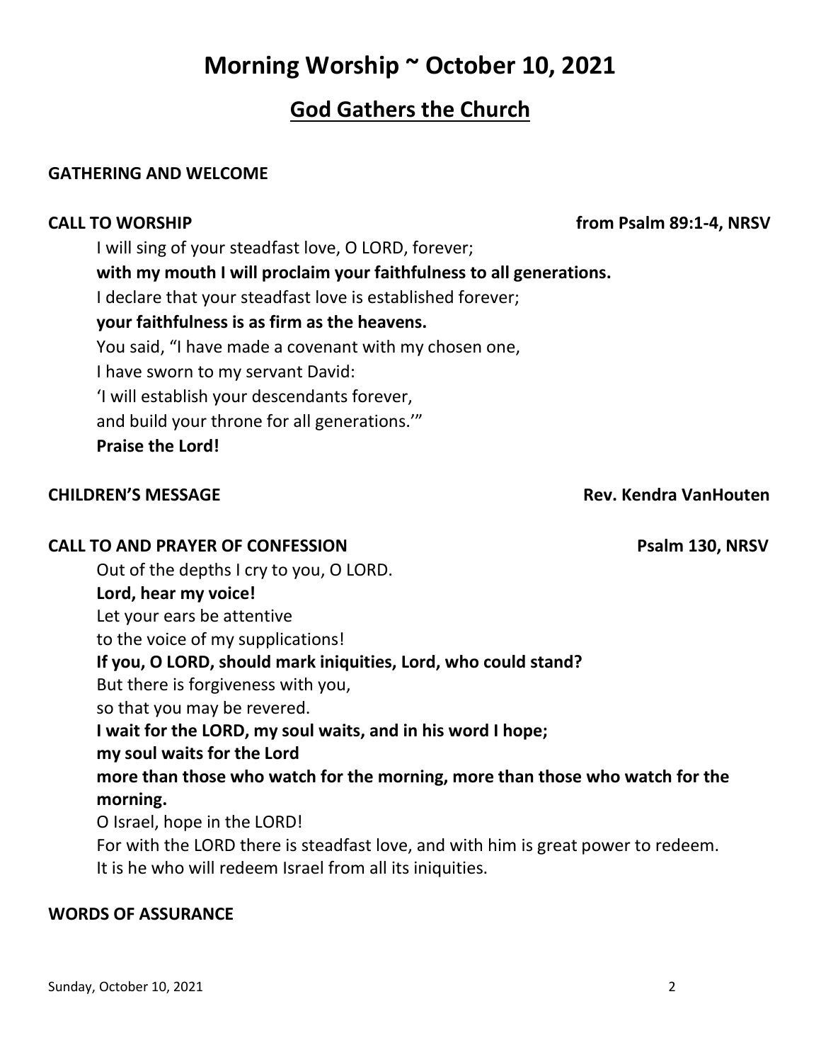# Morning Worship ~ October 10, 2021

## God Gathers the Church

**GATHERING AND WELCOME**

**CALL TO WORSHIP** **from Psalm 89:1-4, NRSV**

I will sing of your steadfast love, O LORD, forever;
**with my mouth I will proclaim your faithfulness to all generations.**
I declare that your steadfast love is established forever;
**your faithfulness is as firm as the heavens.**
You said, "I have made a covenant with my chosen one,
I have sworn to my servant David:
'I will establish your descendants forever,
and build your throne for all generations.'"
**Praise the Lord!**

**CHILDREN'S MESSAGE** **Rev. Kendra VanHouten**

**CALL TO AND PRAYER OF CONFESSION** **Psalm 130, NRSV**

Out of the depths I cry to you, O LORD.
**Lord, hear my voice!**
Let your ears be attentive
to the voice of my supplications!
**If you, O LORD, should mark iniquities, Lord, who could stand?**
But there is forgiveness with you,
so that you may be revered.
**I wait for the LORD, my soul waits, and in his word I hope;**
**my soul waits for the Lord**
**more than those who watch for the morning, more than those who watch for the morning.**
O Israel, hope in the LORD!
For with the LORD there is steadfast love, and with him is great power to redeem.
It is he who will redeem Israel from all its iniquities.

**WORDS OF ASSURANCE**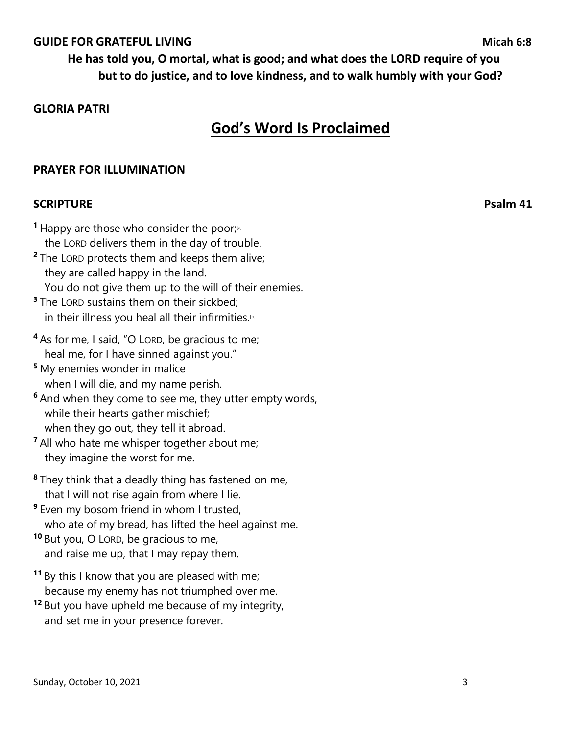**GUIDE FOR GRATEFUL LIVING** **Micah 6:8**

**He has told you, O mortal, what is good; and what does the LORD require of you but to do justice, and to love kindness, and to walk humbly with your God?**

**GLORIA PATRI**

## God's Word Is Proclaimed

**PRAYER FOR ILLUMINATION**

**SCRIPTURE** **Psalm 41**

[1] Happy are those who consider the poor;[a]
the LORD delivers them in the day of trouble.
[2] The LORD protects them and keeps them alive;
they are called happy in the land.
You do not give them up to the will of their enemies.
[3] The LORD sustains them on their sickbed;
in their illness you heal all their infirmities.[b]

[4] As for me, I said, "O LORD, be gracious to me;
heal me, for I have sinned against you."
[5] My enemies wonder in malice
when I will die, and my name perish.
[6] And when they come to see me, they utter empty words,
while their hearts gather mischief;
when they go out, they tell it abroad.
[7] All who hate me whisper together about me;
they imagine the worst for me.

[8] They think that a deadly thing has fastened on me,
that I will not rise again from where I lie.
[9] Even my bosom friend in whom I trusted,
who ate of my bread, has lifted the heel against me.
[10] But you, O LORD, be gracious to me,
and raise me up, that I may repay them.

[11] By this I know that you are pleased with me;
because my enemy has not triumphed over me.
[12] But you have upheld me because of my integrity,
and set me in your presence forever.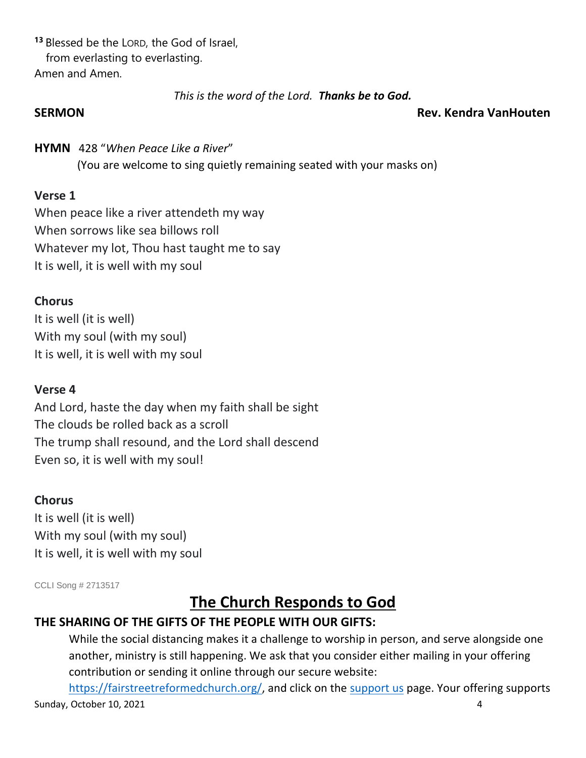[13] Blessed be the LORD, the God of Israel,
from everlasting to everlasting.
Amen and Amen.

*This is the word of the Lord.* ***Thanks be to God.***

**SERMON** **Rev. Kendra VanHouten**

**HYMN** 428 "*When Peace Like a River*"
(You are welcome to sing quietly remaining seated with your masks on)

**Verse 1**
When peace like a river attendeth my way
When sorrows like sea billows roll
Whatever my lot, Thou hast taught me to say
It is well, it is well with my soul

**Chorus**
It is well (it is well)
With my soul (with my soul)
It is well, it is well with my soul

**Verse 4**
And Lord, haste the day when my faith shall be sight
The clouds be rolled back as a scroll
The trump shall resound, and the Lord shall descend
Even so, it is well with my soul!

**Chorus**
It is well (it is well)
With my soul (with my soul)
It is well, it is well with my soul

CCLI Song # 2713517

## The Church Responds to God

**THE SHARING OF THE GIFTS OF THE PEOPLE WITH OUR GIFTS:**

While the social distancing makes it a challenge to worship in person, and serve alongside one another, ministry is still happening. We ask that you consider either mailing in your offering contribution or sending it online through our secure website: https://fairstreetreformedchurch.org/, and click on the support us page. Your offering supports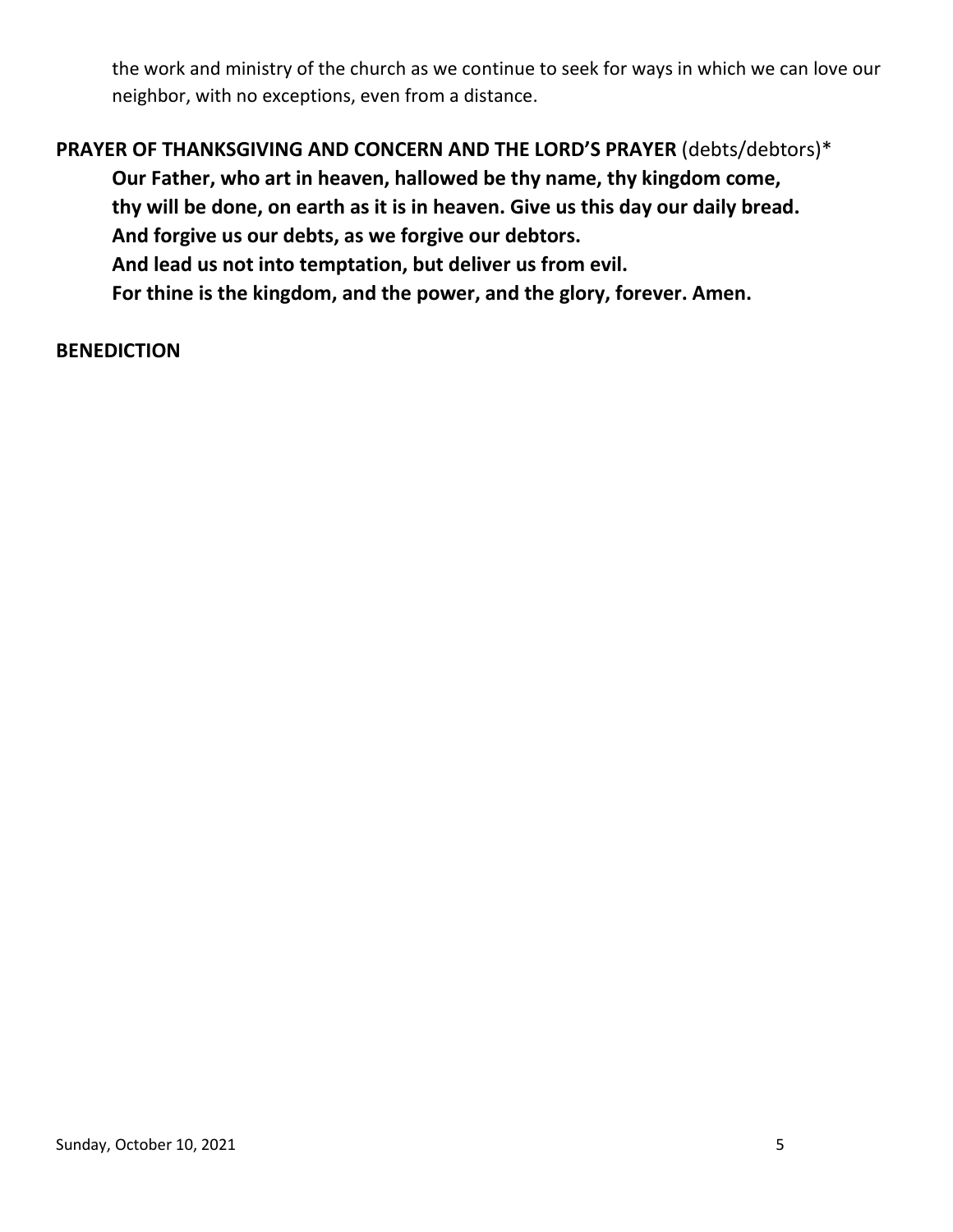the work and ministry of the church as we continue to seek for ways in which we can love our neighbor, with no exceptions, even from a distance.

**PRAYER OF THANKSGIVING AND CONCERN AND THE LORD'S PRAYER** (debts/debtors)*

**Our Father, who art in heaven, hallowed be thy name, thy kingdom come,**
**thy will be done, on earth as it is in heaven. Give us this day our daily bread.**
**And forgive us our debts, as we forgive our debtors.**
**And lead us not into temptation, but deliver us from evil.**
**For thine is the kingdom, and the power, and the glory, forever. Amen.**

**BENEDICTION**